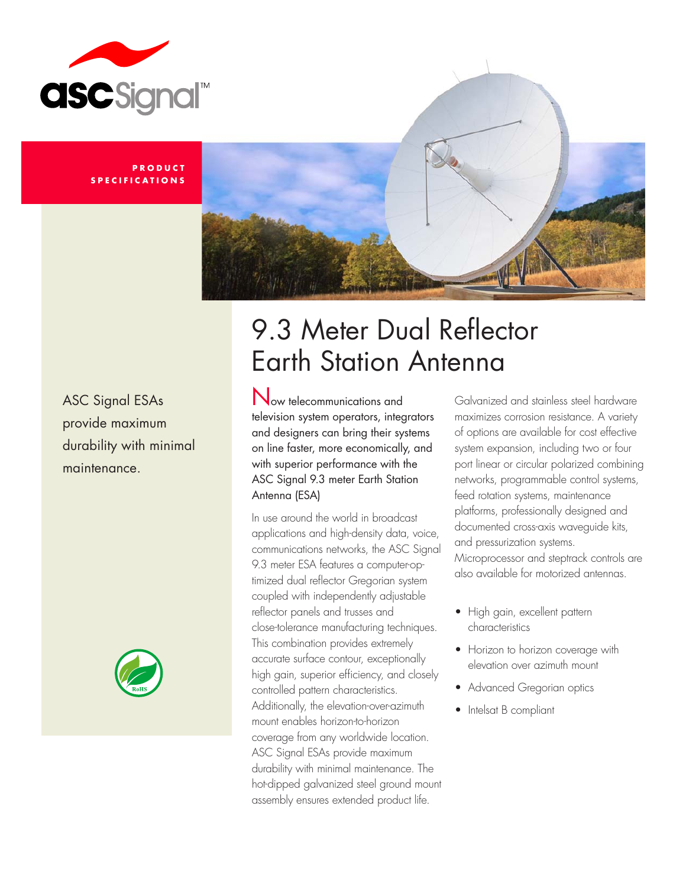ascSignal™

**PRODUCT SPECIFICATIONS**

# 9.3 Meter Dual Reflector Earth Station Antenna

ASC Signal ESAs provide maximum durability with minimal maintenance.

Now telecommunications and television system operators, integrators and designers can bring their systems on line faster, more economically, and with superior performance with the ASC Signal 9.3 meter Earth Station Antenna (ESA)

In use around the world in broadcast applications and high-density data, voice, communications networks, the ASC Signal 9.3 meter ESA features a computer-optimized dual reflector Gregorian system coupled with independently adjustable reflector panels and trusses and close-tolerance manufacturing techniques. This combination provides extremely accurate surface contour, exceptionally high gain, superior efficiency, and closely controlled pattern characteristics. Additionally, the elevation-over-azimuth mount enables horizon-to-horizon coverage from any worldwide location. ASC Signal ESAs provide maximum durability with minimal maintenance. The hot-dipped galvanized steel ground mount assembly ensures extended product life.

Galvanized and stainless steel hardware maximizes corrosion resistance. A variety of options are available for cost effective system expansion, including two or four port linear or circular polarized combining networks, programmable control systems, feed rotation systems, maintenance platforms, professionally designed and documented cross-axis waveguide kits, and pressurization systems. Microprocessor and steptrack controls are also available for motorized antennas.

- High gain, excellent pattern characteristics
- Horizon to horizon coverage with elevation over azimuth mount
- Advanced Gregorian optics
- Intelsat B compliant

RoHS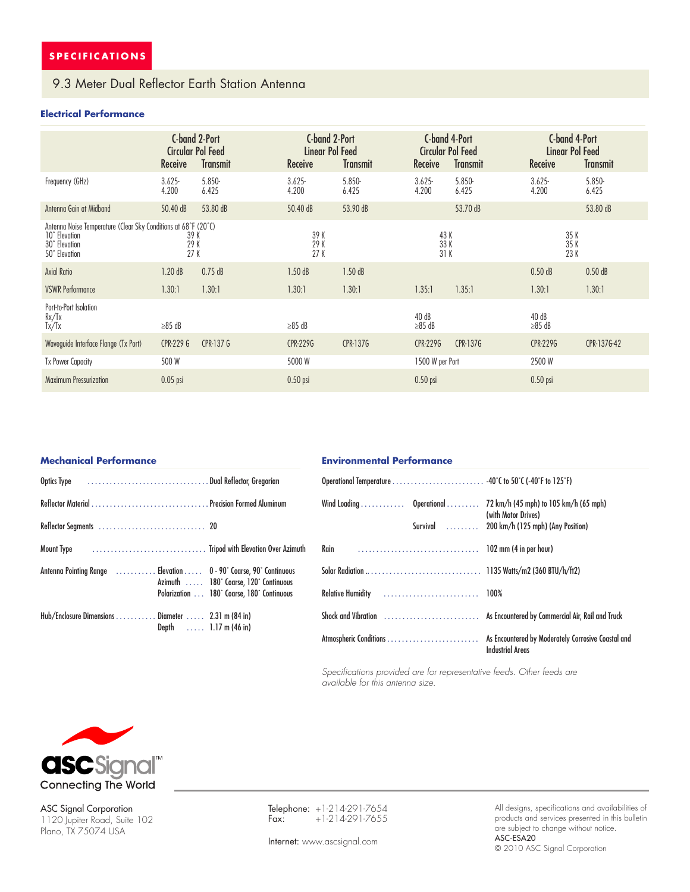SPECIFICATIONS

# 9.3 Meter Dual Reflector Earth Station Antenna

## Electrical Performance

| | C-band 2-Port Circular Pol Feed | | C-band 2-Port Linear Pol Feed | | C-band 4-Port Circular Pol Feed | | C-band 4-Port Linear Pol Feed | |
|---|---|---|---|---|---|---|---|---|
| | Receive | Transmit | Receive | Transmit | Receive | Transmit | Receive | Transmit |
| Frequency (GHz) | 3.625-4.200 | 5.850-6.425 | 3.625-4.200 | 5.850-6.425 | 3.625-4.200 | 5.850-6.425 | 3.625-4.200 | 5.850-6.425 |
| Antenna Gain at Midband | 50.40 dB | 53.80 dB | 50.40 dB | 53.90 dB | | 53.70 dB | | 53.80 dB |
| Antenna Noise Temperature (Clear Sky Conditions at 68°F (20°C) | | | | | | | | |
| 10° Elevation | 39 K | | 39 K | | 43 K | | 35 K | |
| 30° Elevation | 29 K | | 29 K | | 33 K | | 35 K | |
| 50° Elevation | 27 K | | 27 K | | 31 K | | 23 K | |
| Axial Ratio | 1.20 dB | 0.75 dB | 1.50 dB | 1.50 dB | | | 0.50 dB | 0.50 dB |
| VSWR Performance | 1.30:1 | 1.30:1 | 1.30:1 | 1.30:1 | 1.35:1 | 1.35:1 | 1.30:1 | 1.30:1 |
| Port-to-Port Isolation | | | | | | | | |
| Rx/Tx | | | | | 40 dB | | 40 dB | |
| Tx/Tx | ≥85 dB | | ≥85 dB | | ≥85 dB | | ≥85 dB | |
| Waveguide Interface Flange (Tx Port) | CPR-229 G | CPR-137 G | CPR-229G | CPR-137G | CPR-229G | CPR-137G | CPR-229G | CPR-137G-42 |
| Tx Power Capacity | 500 W | | 5000 W | | 1500 W per Port | | 2500 W | |
| Maximum Pressurization | 0.05 psi | | 0.50 psi | | 0.50 psi | | 0.50 psi | |

## Mechanical Performance

| | | |
|---|---|---|
| Optics Type | | Dual Reflector, Gregorian |
| Reflector Material | | Precision Formed Aluminum |
| Reflector Segments | | 20 |
| Mount Type | | Tripod with Elevation Over Azimuth |
| Antenna Pointing Range | Elevation | 0 - 90° Coarse, 90° Continuous |
| | Azimuth | 180° Coarse, 120° Continuous |
| | Polarization | 180° Coarse, 180° Continuous |
| Hub/Enclosure Dimensions | Diameter | 2.31 m (84 in) |
| | Depth | 1.17 m (46 in) |

## Environmental Performance

| | | |
|---|---|---|
| Operational Temperature | | -40°C to 50°C (-40°F to 125°F) |
| Wind Loading | Operational | 72 km/h (45 mph) to 105 km/h (65 mph) (with Motor Drives) |
| | Survival | 200 km/h (125 mph) (Any Position) |
| Rain | | 102 mm (4 in per hour) |
| Solar Radiation | | 1135 Watts/m2 (360 BTU/h/ft2) |
| Relative Humidity | | 100% |
| Shock and Vibration | | As Encountered by Commercial Air, Rail and Truck |
| Atmospheric Conditions | | As Encountered by Moderately Corrosive Coastal and Industrial Areas |

*Specifications provided are for representative feeds. Other feeds are available for this antenna size.*

ascSignal™
Connecting The World

ASC Signal Corporation
1120 Jupiter Road, Suite 102
Plano, TX 75074 USA

Telephone: +1-214-291-7654
Fax: +1-214-291-7655

Internet: www.ascsignal.com

All designs, specifications and availabilities of products and services presented in this bulletin are subject to change without notice.
ASC-ESA20
© 2010 ASC Signal Corporation